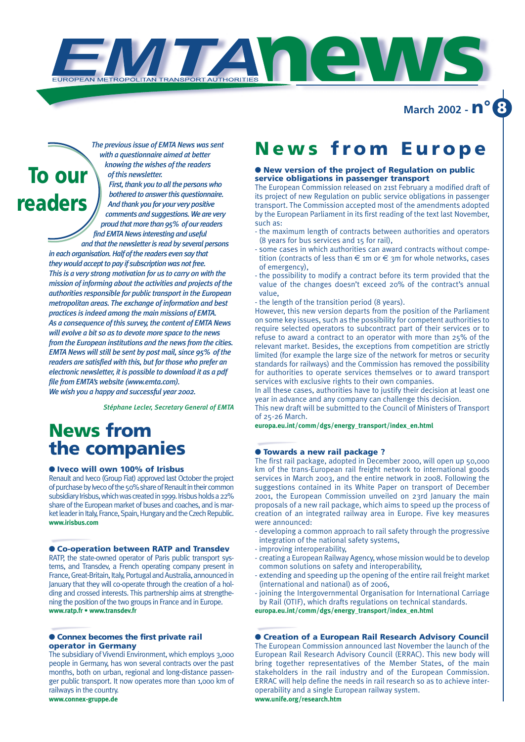# EMTA news

EUROPEAN METROPOLITAN TRANSPORT AUTHORITIES

March 2002 - n° 8

## To our readers

*The previous issue of EMTA News was sent with a questionnaire aimed at better knowing the wishes of the readers of this newsletter.*

*First, thank you to all the persons who bothered to answer this questionnaire. And thank you for your very positive comments and suggestions. We are very proud that more than 95% of our readers find EMTA News interesting and useful and that the newsletter is read by several persons in each organisation. Half of the readers even say that they would accept to pay if subscription was not free.*

*This is a very strong motivation for us to carry on with the mission of informing about the activities and projects of the authorities responsible for public transport in the European metropolitan areas. The exchange of information and best practices is indeed among the main missions of EMTA.*

*As a consequence of this survey, the content of EMTA News will evolve a bit so as to devote more space to the news from the European institutions and the news from the cities. EMTA News will still be sent by post mail, since 95% of the readers are satisfied with this, but for those who prefer an electronic newsletter, it is possible to download it as a pdf file from EMTA's website (www.emta.com).*

*We wish you a happy and successful year 2002.*

*Stéphane Lecler, Secretary General of EMTA*

## News from the companies

### ● Iveco will own 100% of Irisbus

Renault and Iveco (Group Fiat) approved last October the project of purchase by Iveco of the 50% share of Renault in their common subsidiary Irisbus, which was created in 1999. Irisbus holds a 22% share of the European market of buses and coaches, and is market leader in Italy, France, Spain, Hungary and the Czech Republic.

**www.irisbus.com**

### ● Co-operation between RATP and Transdev

RATP, the state-owned operator of Paris public transport systems, and Transdev, a French operating company present in France, Great-Britain, Italy, Portugal and Australia, announced in January that they will co-operate through the creation of a holding and crossed interests. This partnership aims at strengthening the position of the two groups in France and in Europe.

**www.ratp.fr • www.transdev.fr**

### ● Connex becomes the first private rail operator in Germany

The subsidiary of Vivendi Environment, which employs 3,000 people in Germany, has won several contracts over the past months, both on urban, regional and long-distance passenger public transport. It now operates more than 1,000 km of railways in the country.

**www.connex-gruppe.de**

## News from Europe

### ● New version of the project of Regulation on public service obligations in passenger transport

The European Commission released on 21st February a modified draft of its project of new Regulation on public service obligations in passenger transport. The Commission accepted most of the amendments adopted by the European Parliament in its first reading of the text last November, such as:

- the maximum length of contracts between authorities and operators (8 years for bus services and 15 for rail),
- some cases in which authorities can award contracts without competition (contracts of less than € 1m or € 3m for whole networks, cases of emergency),
- the possibility to modify a contract before its term provided that the value of the changes doesn't exceed 20% of the contract's annual value,
- the length of the transition period (8 years).

However, this new version departs from the position of the Parliament on some key issues, such as the possibility for competent authorities to require selected operators to subcontract part of their services or to refuse to award a contract to an operator with more than 25% of the relevant market. Besides, the exceptions from competition are strictly limited (for example the large size of the network for metros or security standards for railways) and the Commission has removed the possibility for authorities to operate services themselves or to award transport services with exclusive rights to their own companies.

In all these cases, authorities have to justify their decision at least one year in advance and any company can challenge this decision.

This new draft will be submitted to the Council of Ministers of Transport of 25-26 March.

**europa.eu.int/comm/dgs/energy_transport/index_en.html**

### ● Towards a new rail package ?

The first rail package, adopted in December 2000, will open up 50,000 km of the trans-European rail freight network to international goods services in March 2003, and the entire network in 2008. Following the suggestions contained in its White Paper on transport of December 2001, the European Commission unveiled on 23rd January the main proposals of a new rail package, which aims to speed up the process of creation of an integrated railway area in Europe. Five key measures were announced:

- developing a common approach to rail safety through the progressive integration of the national safety systems,
- improving interoperability,
- creating a European Railway Agency, whose mission would be to develop common solutions on safety and interoperability,
- extending and speeding up the opening of the entire rail freight market (international and national) as of 2006,
- joining the Intergovernmental Organisation for International Carriage by Rail (OTIF), which drafts regulations on technical standards.

**europa.eu.int/comm/dgs/energy_transport/index_en.html**

### ● Creation of a European Rail Research Advisory Council

The European Commission announced last November the launch of the European Rail Research Advisory Council (ERRAC). This new body will bring together representatives of the Member States, of the main stakeholders in the rail industry and of the European Commission. ERRAC will help define the needs in rail research so as to achieve interoperability and a single European railway system.

**www.unife.org/research.htm**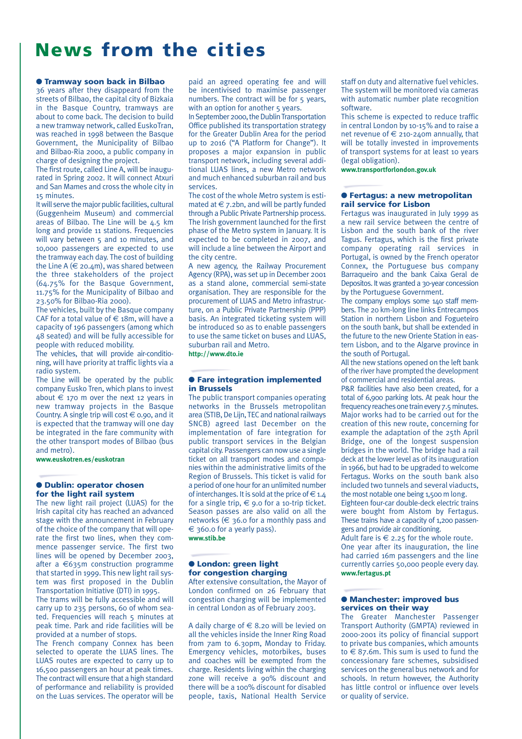# News from the cities

## Tramway soon back in Bilbao

36 years after they disappeard from the streets of Bilbao, the capital city of Bizkaia in the Basque Country, tramways are about to come back. The decision to build a new tramway network, called EuskoTran, was reached in 1998 between the Basque Government, the Municipality of Bilbao and Bilbao-Ria 2000, a public company in charge of designing the project.

The first route, called Line A, will be inaugurated in Spring 2002. It will connect Atxuri and San Mames and cross the whole city in 15 minutes.

It will serve the major public facilities, cultural (Guggenheim Museum) and commercial areas of Bilbao. The Line will be 4.5 km long and provide 11 stations. Frequencies will vary between 5 and 10 minutes, and 10,000 passengers are expected to use the tramway each day. The cost of building the Line A (€ 20.4m), was shared between the three stakeholders of the project (64.75% for the Basque Government, 11.75% for the Municipality of Bilbao and 23.50% for Bilbao-Ria 2000).

The vehicles, built by the Basque company CAF for a total value of € 18m, will have a capacity of 196 passengers (among which 48 seated) and will be fully accessible for people with reduced mobility.

The vehicles, that will provide air-conditioning, will have priority at traffic lights via a radio system.

The Line will be operated by the public company Eusko Tren, which plans to invest about € 170 m over the next 12 years in new tramway projects in the Basque Country. A single trip will cost € 0.90, and it is expected that the tramway will one day be integrated in the fare community with the other transport modes of Bilbao (bus and metro).

**www.euskotren.es/euskotran**

## Dublin: operator chosen for the light rail system

The new light rail project (LUAS) for the Irish capital city has reached an advanced stage with the announcement in February of the choice of the company that will operate the first two lines, when they commence passenger service. The first two lines will be opened by December 2003, after a €635m construction programme that started in 1999. This new light rail system was first proposed in the Dublin Transportation Initiative (DTI) in 1995.

The trams will be fully accessible and will carry up to 235 persons, 60 of whom seated. Frequencies will reach 5 minutes at peak time. Park and ride facilities will be provided at a number of stops.

The French company Connex has been selected to operate the LUAS lines. The LUAS routes are expected to carry up to 16,500 passengers an hour at peak times. The contract will ensure that a high standard of performance and reliability is provided on the Luas services. The operator will be paid an agreed operating fee and will be incentivised to maximise passenger numbers. The contract will be for 5 years, with an option for another 5 years.

In September 2000, the Dublin Transportation Office published its transportation strategy for the Greater Dublin Area for the period up to 2016 ("A Platform for Change"). It proposes a major expansion in public transport network, including several additional LUAS lines, a new Metro network and much enhanced suburban rail and bus services.

The cost of the whole Metro system is estimated at € 7.2bn, and will be partly funded through a Public Private Partnership process. The Irish government launched for the first phase of the Metro system in January. It is expected to be completed in 2007, and will include a line between the Airport and the city centre.

A new agency, the Railway Procurement Agency (RPA), was set up in December 2001 as a stand alone, commercial semi-state organisation. They are responsible for the procurement of LUAS and Metro infrastructure, on a Public Private Partnership (PPP) basis. An integrated ticketing system will be introduced so as to enable passengers to use the same ticket on buses and LUAS, suburban rail and Metro.

**http://www.dto.ie**

## Fare integration implemented in Brussels

The public transport companies operating networks in the Brussels metropolitan area (STIB, De Lijn, TEC and national railways SNCB) agreed last December on the implementation of fare integration for public transport services in the Belgian capital city. Passengers can now use a single ticket on all transport modes and companies within the administrative limits of the Region of Brussels. This ticket is valid for a period of one hour for an unlimited number of interchanges. It is sold at the price of € 1.4 for a single trip, € 9.0 for a 10-trip ticket. Season passes are also valid on all the networks (€ 36.0 for a monthly pass and € 360.0 for a yearly pass).

**www.stib.be**

## London: green light for congestion charging

After extensive consultation, the Mayor of London confirmed on 26 February that congestion charging will be implemented in central London as of February 2003.

A daily charge of € 8.20 will be levied on all the vehicles inside the Inner Ring Road from 7am to 6.30pm, Monday to Friday. Emergency vehicles, motorbikes, buses and coaches will be exempted from the charge. Residents living within the charging zone will receive a 90% discount and there will be a 100% discount for disabled people, taxis, National Health Service staff on duty and alternative fuel vehicles. The system will be monitored via cameras with automatic number plate recognition software.

This scheme is expected to reduce traffic in central London by 10-15% and to raise a net revenue of € 210-240m annually, that will be totally invested in improvements of transport systems for at least 10 years (legal obligation).

**www.transportforlondon.gov.uk**

## Fertagus: a new metropolitan rail service for Lisbon

Fertagus was inaugurated in July 1999 as a new rail service between the centre of Lisbon and the south bank of the river Tagus. Fertagus, which is the first private company operating rail services in Portugal, is owned by the French operator Connex, the Portuguese bus company Barraqueiro and the bank Caixa Geral de Depositos. It was granted a 30-year concession by the Portuguese Government.

The company employs some 140 staff members. The 20 km-long line links Entrecampos Station in northern Lisbon and Fogueteiro on the south bank, but shall be extended in the future to the new Oriente Station in eastern Lisbon, and to the Algarve province in the south of Portugal.

All the new stations opened on the left bank of the river have prompted the development of commercial and residential areas.

P&R facilities have also been created, for a total of 6,900 parking lots. At peak hour the frequency reaches one train every 7.5 minutes.

Major works had to be carried out for the creation of this new route, concerning for example the adaptation of the 25th April Bridge, one of the longest suspension bridges in the world. The bridge had a rail deck at the lower level as of its inauguration in 1966, but had to be upgraded to welcome Fertagus. Works on the south bank also included two tunnels and several viaducts, the most notable one being 1,500 m long.

Eighteen four-car double-deck electric trains were bought from Alstom by Fertagus. These trains have a capacity of 1,200 passengers and provide air conditioning.

Adult fare is € 2.25 for the whole route.

One year after its inauguration, the line had carried 16m passengers and the line currently carries 50,000 people every day.

**www.fertagus.pt**

## Manchester: improved bus services on their way

The Greater Manchester Passenger Transport Authority (GMPTA) reviewed in 2000-2001 its policy of financial support to private bus companies, which amounts to € 87.6m. This sum is used to fund the concessionary fare schemes, subsidised services on the general bus network and for schools. In return however, the Authority has little control or influence over levels or quality of service.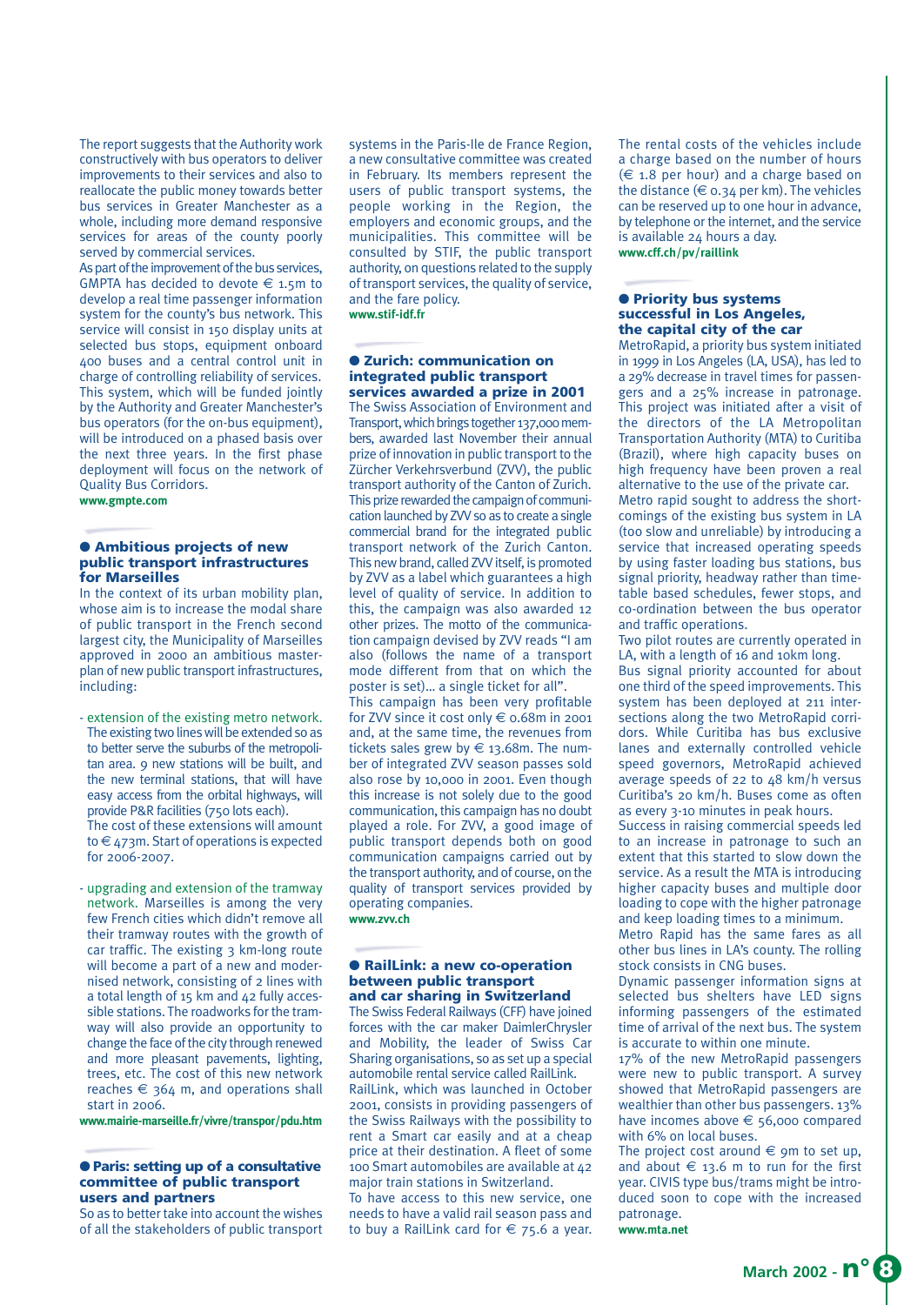The report suggests that the Authority work constructively with bus operators to deliver improvements to their services and also to reallocate the public money towards better bus services in Greater Manchester as a whole, including more demand responsive services for areas of the county poorly served by commercial services.

As part of the improvement of the bus services, GMPTA has decided to devote € 1.5m to develop a real time passenger information system for the county's bus network. This service will consist in 150 display units at selected bus stops, equipment onboard 400 buses and a central control unit in charge of controlling reliability of services. This system, which will be funded jointly by the Authority and Greater Manchester's bus operators (for the on-bus equipment), will be introduced on a phased basis over the next three years. In the first phase deployment will focus on the network of Quality Bus Corridors.

**www.gmpte.com**

## Ambitious projects of new public transport infrastructures for Marseilles

In the context of its urban mobility plan, whose aim is to increase the modal share of public transport in the French second largest city, the Municipality of Marseilles approved in 2000 an ambitious masterplan of new public transport infrastructures, including:

- extension of the existing metro network. The existing two lines will be extended so as to better serve the suburbs of the metropolitan area. 9 new stations will be built, and the new terminal stations, that will have easy access from the orbital highways, will provide P&R facilities (750 lots each).
  The cost of these extensions will amount to € 473m. Start of operations is expected for 2006-2007.

- upgrading and extension of the tramway network. Marseilles is among the very few French cities which didn't remove all their tramway routes with the growth of car traffic. The existing 3 km-long route will become a part of a new and modernised network, consisting of 2 lines with a total length of 15 km and 42 fully accessible stations. The roadworks for the tramway will also provide an opportunity to change the face of the city through renewed and more pleasant pavements, lighting, trees, etc. The cost of this new network reaches € 364 m, and operations shall start in 2006.

**www.mairie-marseille.fr/vivre/transpor/pdu.htm**

## Paris: setting up of a consultative committee of public transport users and partners

So as to better take into account the wishes of all the stakeholders of public transport systems in the Paris-Ile de France Region, a new consultative committee was created in February. Its members represent the users of public transport systems, the people working in the Region, the employers and economic groups, and the municipalities. This committee will be consulted by STIF, the public transport authority, on questions related to the supply of transport services, the quality of service, and the fare policy.

**www.stif-idf.fr**

## Zurich: communication on integrated public transport services awarded a prize in 2001

The Swiss Association of Environment and Transport, which brings together 137,000 members, awarded last November their annual prize of innovation in public transport to the Zürcher Verkehrsverbund (ZVV), the public transport authority of the Canton of Zurich. This prize rewarded the campaign of communication launched by ZVV so as to create a single commercial brand for the integrated public transport network of the Zurich Canton. This new brand, called ZVV itself, is promoted by ZVV as a label which guarantees a high level of quality of service. In addition to this, the campaign was also awarded 12 other prizes. The motto of the communication campaign devised by ZVV reads "I am also (follows the name of a transport mode different from that on which the poster is set)... a single ticket for all".

This campaign has been very profitable for ZVV since it cost only € 0.68m in 2001 and, at the same time, the revenues from tickets sales grew by € 13.68m. The number of integrated ZVV season passes sold also rose by 10,000 in 2001. Even though this increase is not solely due to the good communication, this campaign has no doubt played a role. For ZVV, a good image of public transport depends both on good communication campaigns carried out by the transport authority, and of course, on the quality of transport services provided by operating companies.

**www.zvv.ch**

## RailLink: a new co-operation between public transport and car sharing in Switzerland

The Swiss Federal Railways (CFF) have joined forces with the car maker DaimlerChrysler and Mobility, the leader of Swiss Car Sharing organisations, so as to set up a special automobile rental service called RailLink.

RailLink, which was launched in October 2001, consists in providing passengers of the Swiss Railways with the possibility to rent a Smart car easily and at a cheap price at their destination. A fleet of some 100 Smart automobiles are available at 42 major train stations in Switzerland.

To have access to this new service, one needs to have a valid rail season pass and to buy a RailLink card for € 75.6 a year.

The rental costs of the vehicles include a charge based on the number of hours (€ 1.8 per hour) and a charge based on the distance (€ 0.34 per km). The vehicles can be reserved up to one hour in advance, by telephone or the internet, and the service is available 24 hours a day.

**www.cff.ch/pv/raillink**

## Priority bus systems successful in Los Angeles, the capital city of the car

MetroRapid, a priority bus system initiated in 1999 in Los Angeles (LA, USA), has led to a 29% decrease in travel times for passengers and a 25% increase in patronage. This project was initiated after a visit of the directors of the LA Metropolitan Transportation Authority (MTA) to Curitiba (Brazil), where high capacity buses on high frequency have been proven a real alternative to the use of the private car.

Metro rapid sought to address the shortcomings of the existing bus system in LA (too slow and unreliable) by introducing a service that increased operating speeds by using faster loading bus stations, bus signal priority, headway rather than timetable based schedules, fewer stops, and co-ordination between the bus operator and traffic operations.

Two pilot routes are currently operated in LA, with a length of 16 and 10km long.

Bus signal priority accounted for about one third of the speed improvements. This system has been deployed at 211 intersections along the two MetroRapid corridors. While Curitiba has bus exclusive lanes and externally controlled vehicle speed governors, MetroRapid achieved average speeds of 22 to 48 km/h versus Curitiba's 20 km/h. Buses come as often as every 3-10 minutes in peak hours.

Success in raising commercial speeds led to an increase in patronage to such an extent that this started to slow down the service. As a result the MTA is introducing higher capacity buses and multiple door loading to cope with the higher patronage and keep loading times to a minimum.

Metro Rapid has the same fares as all other bus lines in LA's county. The rolling stock consists in CNG buses.

Dynamic passenger information signs at selected bus shelters have LED signs informing passengers of the estimated time of arrival of the next bus. The system is accurate to within one minute.

17% of the new MetroRapid passengers were new to public transport. A survey showed that MetroRapid passengers are wealthier than other bus passengers. 13% have incomes above € 56,000 compared with 6% on local buses.

The project cost around € 9m to set up, and about € 13.6 m to run for the first year. CIVIS type bus/trams might be introduced soon to cope with the increased patronage.

**www.mta.net**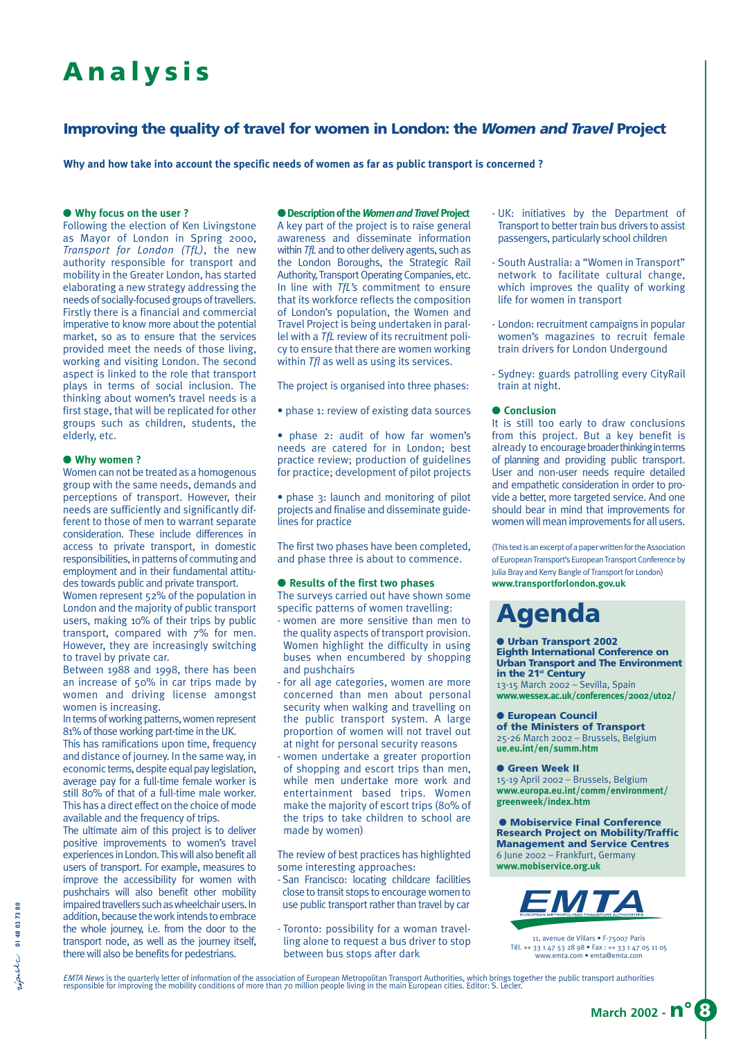# Analysis

## Improving the quality of travel for women in London: the *Women and Travel* Project

**Why and how take into account the specific needs of women as far as public transport is concerned ?**

### ● Why focus on the user ?

Following the election of Ken Livingstone as Mayor of London in Spring 2000, *Transport for London (TfL)*, the new authority responsible for transport and mobility in the Greater London, has started elaborating a new strategy addressing the needs of socially-focused groups of travellers. Firstly there is a financial and commercial imperative to know more about the potential market, so as to ensure that the services provided meet the needs of those living, working and visiting London. The second aspect is linked to the role that transport plays in terms of social inclusion. The thinking about women's travel needs is a first stage, that will be replicated for other groups such as children, students, the elderly, etc.

### ● Why women ?

Women can not be treated as a homogenous group with the same needs, demands and perceptions of transport. However, their needs are sufficiently and significantly different to those of men to warrant separate consideration. These include differences in access to private transport, in domestic responsibilities, in patterns of commuting and employment and in their fundamental attitudes towards public and private transport.

Women represent 52% of the population in London and the majority of public transport users, making 10% of their trips by public transport, compared with 7% for men. However, they are increasingly switching to travel by private car.

Between 1988 and 1998, there has been an increase of 50% in car trips made by women and driving license amongst women is increasing.

In terms of working patterns, women represent 81% of those working part-time in the UK.

This has ramifications upon time, frequency and distance of journey. In the same way, in economic terms, despite equal pay legislation, average pay for a full-time female worker is still 80% of that of a full-time male worker. This has a direct effect on the choice of mode available and the frequency of trips.

The ultimate aim of this project is to deliver positive improvements to women's travel experiences in London. This will also benefit all users of transport. For example, measures to improve the accessibility for women with pushchairs will also benefit other mobility impaired travellers such as wheelchair users. In addition, because the work intends to embrace the whole journey, i.e. from the door to the transport node, as well as the journey itself, there will also be benefits for pedestrians.

### ● Description of the *Women and Travel* Project

A key part of the project is to raise general awareness and disseminate information within *TfL* and to other delivery agents, such as the London Boroughs, the Strategic Rail Authority, Transport Operating Companies, etc. In line with *TfL's* commitment to ensure that its workforce reflects the composition of London's population, the Women and Travel Project is being undertaken in parallel with a *TfL* review of its recruitment policy to ensure that there are women working within *Tfl* as well as using its services.

The project is organised into three phases:

- phase 1: review of existing data sources
- phase 2: audit of how far women's needs are catered for in London; best practice review; production of guidelines for practice; development of pilot projects
- phase 3: launch and monitoring of pilot projects and finalise and disseminate guidelines for practice

The first two phases have been completed, and phase three is about to commence.

### ● Results of the first two phases

The surveys carried out have shown some specific patterns of women travelling:

- women are more sensitive than men to the quality aspects of transport provision. Women highlight the difficulty in using buses when encumbered by shopping and pushchairs
- for all age categories, women are more concerned than men about personal security when walking and travelling on the public transport system. A large proportion of women will not travel out at night for personal security reasons
- women undertake a greater proportion of shopping and escort trips than men, while men undertake more work and entertainment based trips. Women make the majority of escort trips (80% of the trips to take children to school are made by women)

The review of best practices has highlighted some interesting approaches:

- San Francisco: locating childcare facilities close to transit stops to encourage women to use public transport rather than travel by car
- Toronto: possibility for a woman travelling alone to request a bus driver to stop between bus stops after dark
- UK: initiatives by the Department of Transport to better train bus drivers to assist passengers, particularly school children
- South Australia: a "Women in Transport" network to facilitate cultural change, which improves the quality of working life for women in transport
- London: recruitment campaigns in popular women's magazines to recruit female train drivers for London Undergound
- Sydney: guards patrolling every CityRail train at night.

### ● Conclusion

It is still too early to draw conclusions from this project. But a key benefit is already to encourage broader thinking in terms of planning and providing public transport. User and non-user needs require detailed and empathetic consideration in order to provide a better, more targeted service. And one should bear in mind that improvements for women will mean improvements for all users.

(This text is an excerpt of a paper written for the Association of European Transport's European Transport Conference by Julia Bray and Kerry Bangle of Transport for London)
**www.transportforlondon.gov.uk**

# Agenda

**● Urban Transport 2002**
**Eighth International Conference on Urban Transport and The Environment in the 21st Century**
13-15 March 2002 – Sevilla, Spain
**www.wessex.ac.uk/conferences/2002/uto2/**

**● European Council of the Ministers of Transport**
25-26 March 2002 – Brussels, Belgium
**ue.eu.int/en/summ.htm**

**● Green Week II**
15-19 April 2002 – Brussels, Belgium
**www.europa.eu.int/comm/environment/greenweek/index.htm**

**● Mobiservice Final Conference Research Project on Mobility/Traffic Management and Service Centres**
6 June 2002 – Frankfurt, Germany
**www.mobiservice.org.uk**

EMTA
EUROPEAN METROPOLITAN TRANSPORT AUTHORITIES

11, avenue de Villars • F-75007 Paris
Tél. ++ 33 1 47 53 28 98 • Fax : ++ 33 1 47 05 11 05
www.emta.com • emta@emta.com

*EMTA News* is the quarterly letter of information of the association of European Metropolitan Transport Authorities, which brings together the public transport authorities responsible for improving the mobility conditions of more than 70 million people living in the main European cities. Editor: S. Lecler.

March 2002 - n° 8